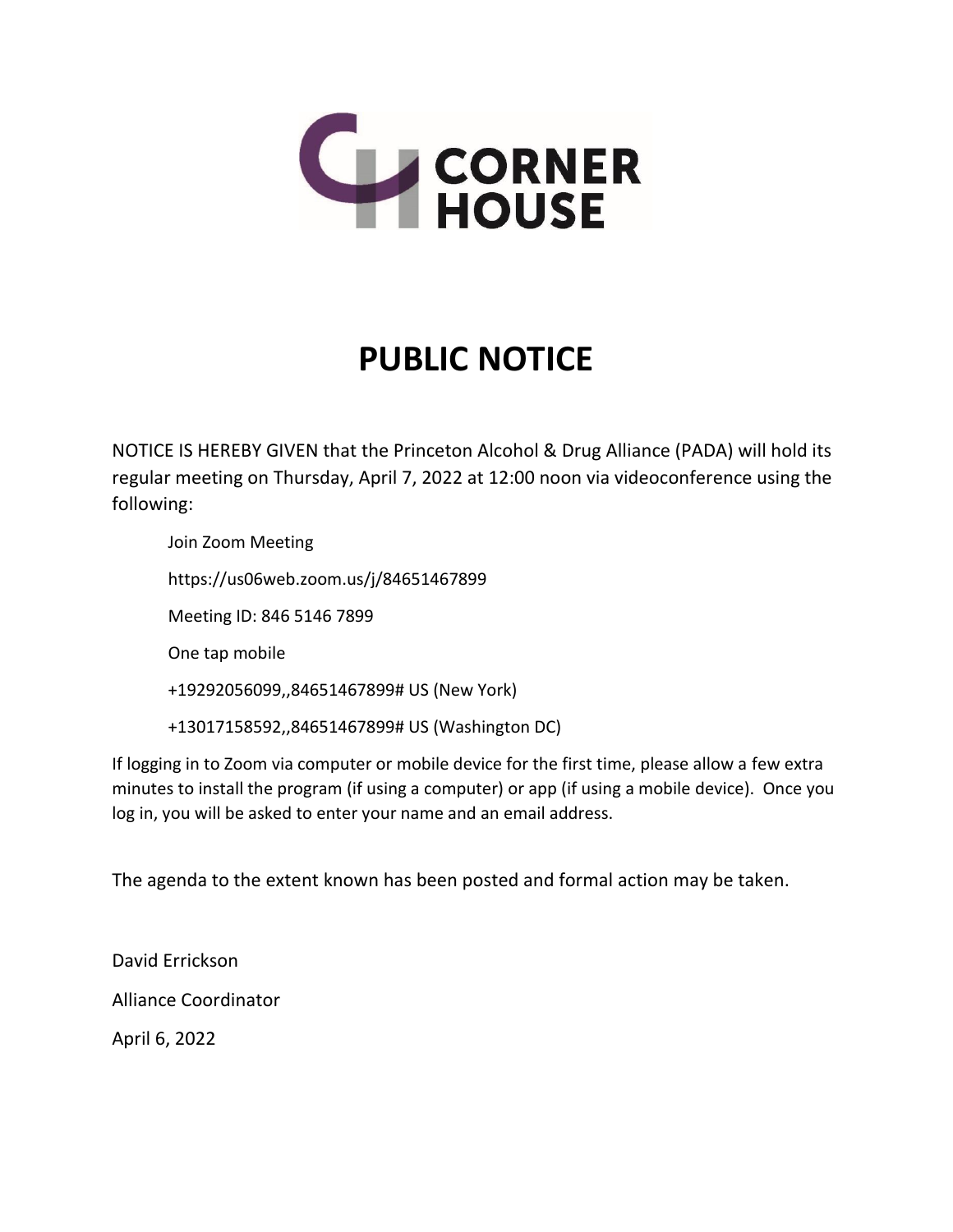CORNER HOUSE

# PUBLIC NOTICE

NOTICE IS HEREBY GIVEN that the Princeton Alcohol & Drug Alliance (PADA) will hold its regular meeting on Thursday, April 7, 2022 at 12:00 noon via videoconference using the following:

Join Zoom Meeting

https://us06web.zoom.us/j/84651467899

Meeting ID: 846 5146 7899

One tap mobile

+19292056099,,84651467899# US (New York)

+13017158592,,84651467899# US (Washington DC)

If logging in to Zoom via computer or mobile device for the first time, please allow a few extra minutes to install the program (if using a computer) or app (if using a mobile device). Once you log in, you will be asked to enter your name and an email address.

The agenda to the extent known has been posted and formal action may be taken.

David Errickson

Alliance Coordinator

April 6, 2022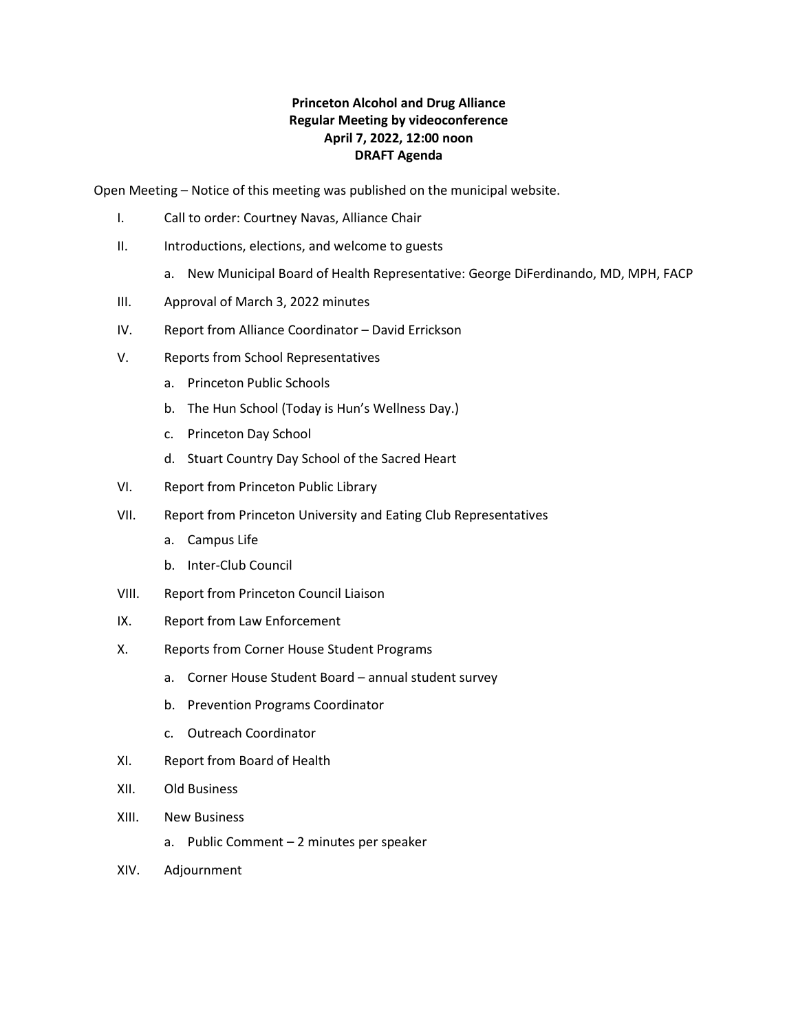**Princeton Alcohol and Drug Alliance**
**Regular Meeting by videoconference**
**April 7, 2022, 12:00 noon**
**DRAFT Agenda**

Open Meeting – Notice of this meeting was published on the municipal website.

I. Call to order: Courtney Navas, Alliance Chair

II. Introductions, elections, and welcome to guests
   a. New Municipal Board of Health Representative: George DiFerdinando, MD, MPH, FACP

III. Approval of March 3, 2022 minutes

IV. Report from Alliance Coordinator – David Errickson

V. Reports from School Representatives
   a. Princeton Public Schools
   b. The Hun School (Today is Hun's Wellness Day.)
   c. Princeton Day School
   d. Stuart Country Day School of the Sacred Heart

VI. Report from Princeton Public Library

VII. Report from Princeton University and Eating Club Representatives
   a. Campus Life
   b. Inter-Club Council

VIII. Report from Princeton Council Liaison

IX. Report from Law Enforcement

X. Reports from Corner House Student Programs
   a. Corner House Student Board – annual student survey
   b. Prevention Programs Coordinator
   c. Outreach Coordinator

XI. Report from Board of Health

XII. Old Business

XIII. New Business
   a. Public Comment – 2 minutes per speaker

XIV. Adjournment